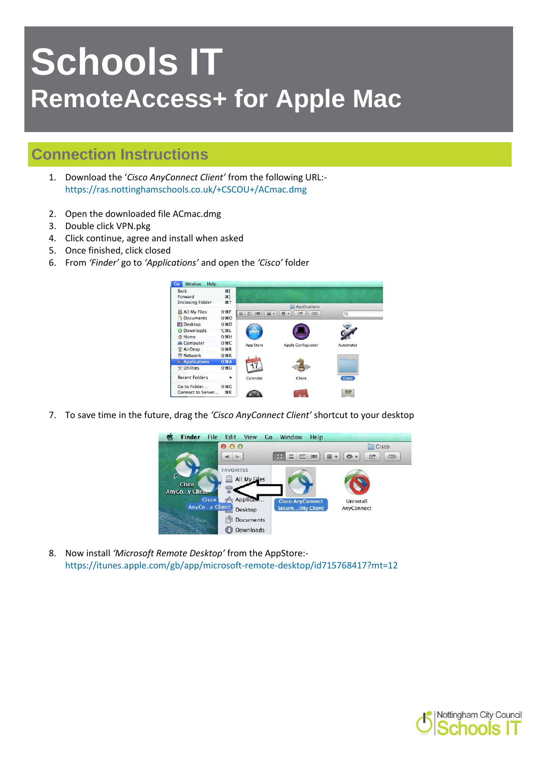# Schools IT

## RemoteAccess+ for Apple Mac

## Connection Instructions

1. Download the '*Cisco AnyConnect Client*' from the following URL:- https://ras.nottinghamschools.co.uk/+CSCOU+/ACmac.dmg

2. Open the downloaded file ACmac.dmg
3. Double click VPN.pkg
4. Click continue, agree and install when asked
5. Once finished, click closed
6. From *'Finder'* go to *'Applications'* and open the *'Cisco'* folder

7. To save time in the future, drag the *'Cisco AnyConnect Client'* shortcut to your desktop

8. Now install *'Microsoft Remote Desktop'* from the AppStore:- https://itunes.apple.com/gb/app/microsoft-remote-desktop/id715768417?mt=12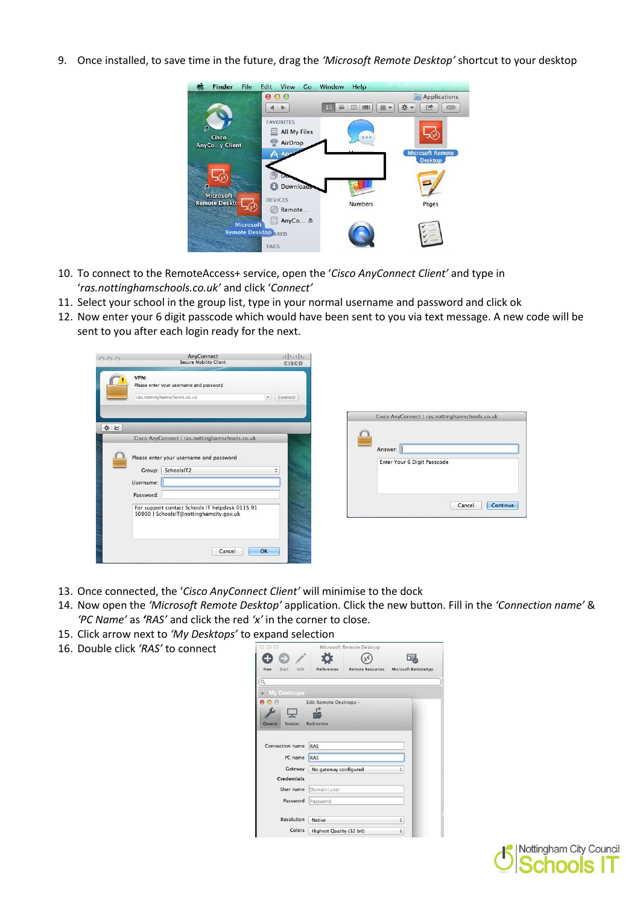9. Once installed, to save time in the future, drag the *'Microsoft Remote Desktop'* shortcut to your desktop

10. To connect to the RemoteAccess+ service, open the '*Cisco AnyConnect Client*' and type in '*ras.nottinghamschools.co.uk*' and click '*Connect*'
11. Select your school in the group list, type in your normal username and password and click ok
12. Now enter your 6 digit passcode which would have been sent to you via text message. A new code will be sent to you after each login ready for the next.

13. Once connected, the '*Cisco AnyConnect Client*' will minimise to the dock
14. Now open the *'Microsoft Remote Desktop'* application. Click the new button. Fill in the *'Connection name'* & *'PC Name'* as **'RAS'** and click the red *'x'* in the corner to close.
15. Click arrow next to *'My Desktops'* to expand selection
16. Double click *'RAS'* to connect